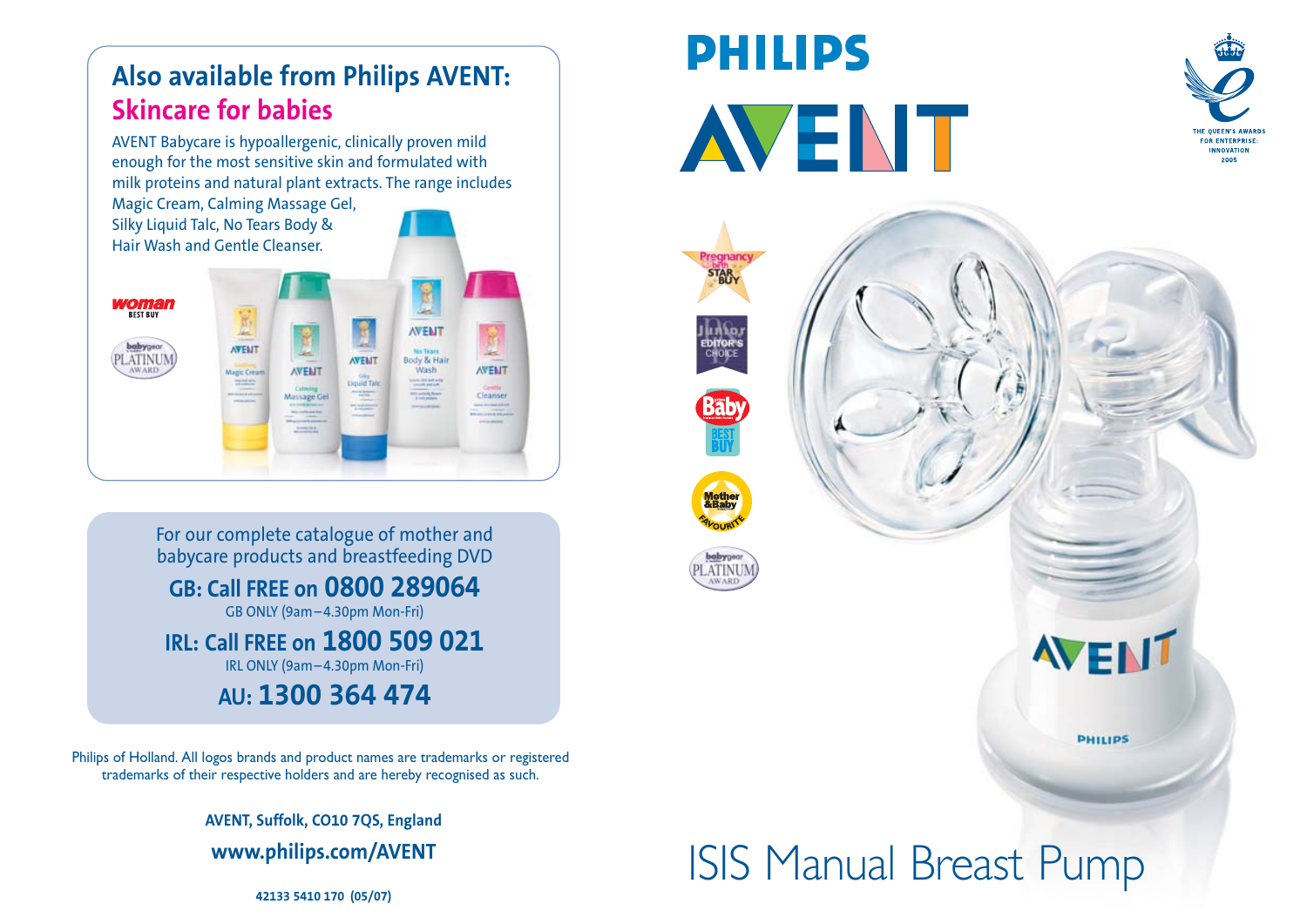## Also available from Philips AVENT:
## Skincare for babies

AVENT Babycare is hypoallergenic, clinically proven mild enough for the most sensitive skin and formulated with milk proteins and natural plant extracts. The range includes Magic Cream, Calming Massage Gel, Silky Liquid Talc, No Tears Body & Hair Wash and Gentle Cleanser.

For our complete catalogue of mother and babycare products and breastfeeding DVD

**GB: Call FREE on 0800 289064**
GB ONLY (9am–4.30pm Mon-Fri)

**IRL: Call FREE on 1800 509 021**
IRL ONLY (9am–4.30pm Mon-Fri)

**AU: 1300 364 474**

Philips of Holland. All logos brands and product names are trademarks or registered trademarks of their respective holders and are hereby recognised as such.

**AVENT, Suffolk, CO10 7QS, England**

**www.philips.com/AVENT**

**42133 5410 170 (05/07)**

# PHILIPS AVENT

THE QUEEN'S AWARDS FOR ENTERPRISE: INNOVATION 2005

# ISIS Manual Breast Pump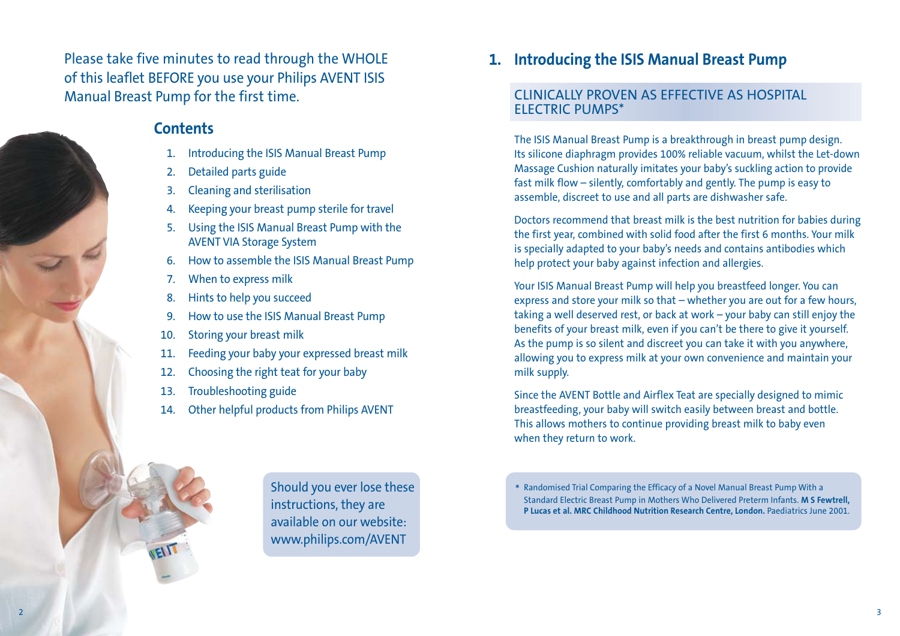Please take five minutes to read through the WHOLE of this leaflet BEFORE you use your Philips AVENT ISIS Manual Breast Pump for the first time.

## Contents

1. Introducing the ISIS Manual Breast Pump
2. Detailed parts guide
3. Cleaning and sterilisation
4. Keeping your breast pump sterile for travel
5. Using the ISIS Manual Breast Pump with the AVENT VIA Storage System
6. How to assemble the ISIS Manual Breast Pump
7. When to express milk
8. Hints to help you succeed
9. How to use the ISIS Manual Breast Pump
10. Storing your breast milk
11. Feeding your baby your expressed breast milk
12. Choosing the right teat for your baby
13. Troubleshooting guide
14. Other helpful products from Philips AVENT

Should you ever lose these instructions, they are available on our website: www.philips.com/AVENT

## 1. Introducing the ISIS Manual Breast Pump

### CLINICALLY PROVEN AS EFFECTIVE AS HOSPITAL ELECTRIC PUMPS*

The ISIS Manual Breast Pump is a breakthrough in breast pump design. Its silicone diaphragm provides 100% reliable vacuum, whilst the Let-down Massage Cushion naturally imitates your baby's suckling action to provide fast milk flow – silently, comfortably and gently. The pump is easy to assemble, discreet to use and all parts are dishwasher safe.

Doctors recommend that breast milk is the best nutrition for babies during the first year, combined with solid food after the first 6 months. Your milk is specially adapted to your baby's needs and contains antibodies which help protect your baby against infection and allergies.

Your ISIS Manual Breast Pump will help you breastfeed longer. You can express and store your milk so that – whether you are out for a few hours, taking a well deserved rest, or back at work – your baby can still enjoy the benefits of your breast milk, even if you can't be there to give it yourself. As the pump is so silent and discreet you can take it with you anywhere, allowing you to express milk at your own convenience and maintain your milk supply.

Since the AVENT Bottle and Airflex Teat are specially designed to mimic breastfeeding, your baby will switch easily between breast and bottle. This allows mothers to continue providing breast milk to baby even when they return to work.

* Randomised Trial Comparing the Efficacy of a Novel Manual Breast Pump With a Standard Electric Breast Pump in Mothers Who Delivered Preterm Infants. **M S Fewtrell, P Lucas et al. MRC Childhood Nutrition Research Centre, London.** Paediatrics June 2001.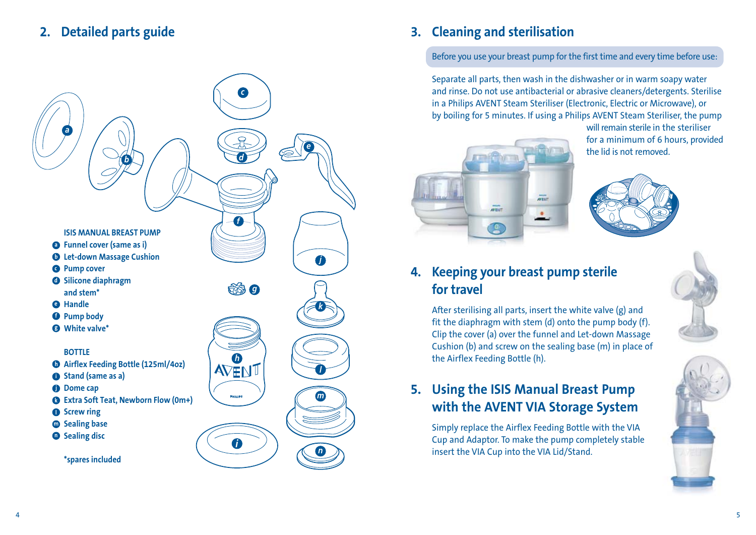## 2. Detailed parts guide

**ISIS MANUAL BREAST PUMP**

- a Funnel cover (same as i)
- b Let-down Massage Cushion
- c Pump cover
- d Silicone diaphragm and stem*
- e Handle
- f Pump body
- g White valve*

**BOTTLE**

- h Airflex Feeding Bottle (125ml/4oz)
- i Stand (same as a)
- j Dome cap
- k Extra Soft Teat, Newborn Flow (0m+)
- l Screw ring
- m Sealing base
- n Sealing disc

*spares included

## 3. Cleaning and sterilisation

Before you use your breast pump for the first time and every time before use:

Separate all parts, then wash in the dishwasher or in warm soapy water and rinse. Do not use antibacterial or abrasive cleaners/detergents. Sterilise in a Philips AVENT Steam Steriliser (Electronic, Electric or Microwave), or by boiling for 5 minutes. If using a Philips AVENT Steam Steriliser, the pump will remain sterile in the steriliser for a minimum of 6 hours, provided the lid is not removed.

## 4. Keeping your breast pump sterile for travel

After sterilising all parts, insert the white valve (g) and fit the diaphragm with stem (d) onto the pump body (f). Clip the cover (a) over the funnel and Let-down Massage Cushion (b) and screw on the sealing base (m) in place of the Airflex Feeding Bottle (h).

## 5. Using the ISIS Manual Breast Pump with the AVENT VIA Storage System

Simply replace the Airflex Feeding Bottle with the VIA Cup and Adaptor. To make the pump completely stable insert the VIA Cup into the VIA Lid/Stand.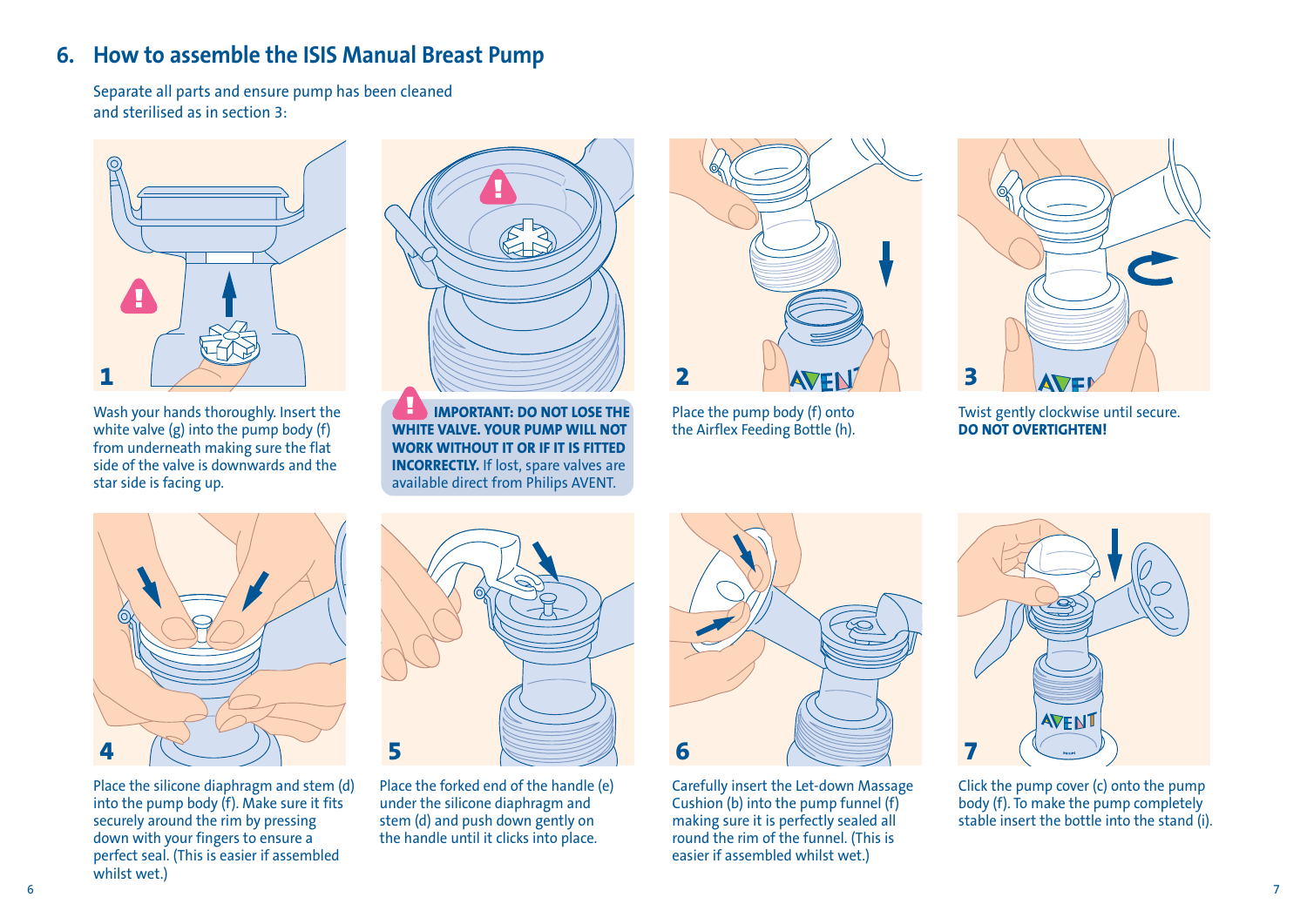## 6. How to assemble the ISIS Manual Breast Pump

Separate all parts and ensure pump has been cleaned and sterilised as in section 3:

**1** Wash your hands thoroughly. Insert the white valve (g) into the pump body (f) from underneath making sure the flat side of the valve is downwards and the star side is facing up.

**IMPORTANT: DO NOT LOSE THE WHITE VALVE. YOUR PUMP WILL NOT WORK WITHOUT IT OR IF IT IS FITTED INCORRECTLY.** If lost, spare valves are available direct from Philips AVENT.

**2** Place the pump body (f) onto the Airflex Feeding Bottle (h).

**3** Twist gently clockwise until secure. **DO NOT OVERTIGHTEN!**

**4** Place the silicone diaphragm and stem (d) into the pump body (f). Make sure it fits securely around the rim by pressing down with your fingers to ensure a perfect seal. (This is easier if assembled whilst wet.)

**5** Place the forked end of the handle (e) under the silicone diaphragm and stem (d) and push down gently on the handle until it clicks into place.

**6** Carefully insert the Let-down Massage Cushion (b) into the pump funnel (f) making sure it is perfectly sealed all round the rim of the funnel. (This is easier if assembled whilst wet.)

**7** Click the pump cover (c) onto the pump body (f). To make the pump completely stable insert the bottle into the stand (i).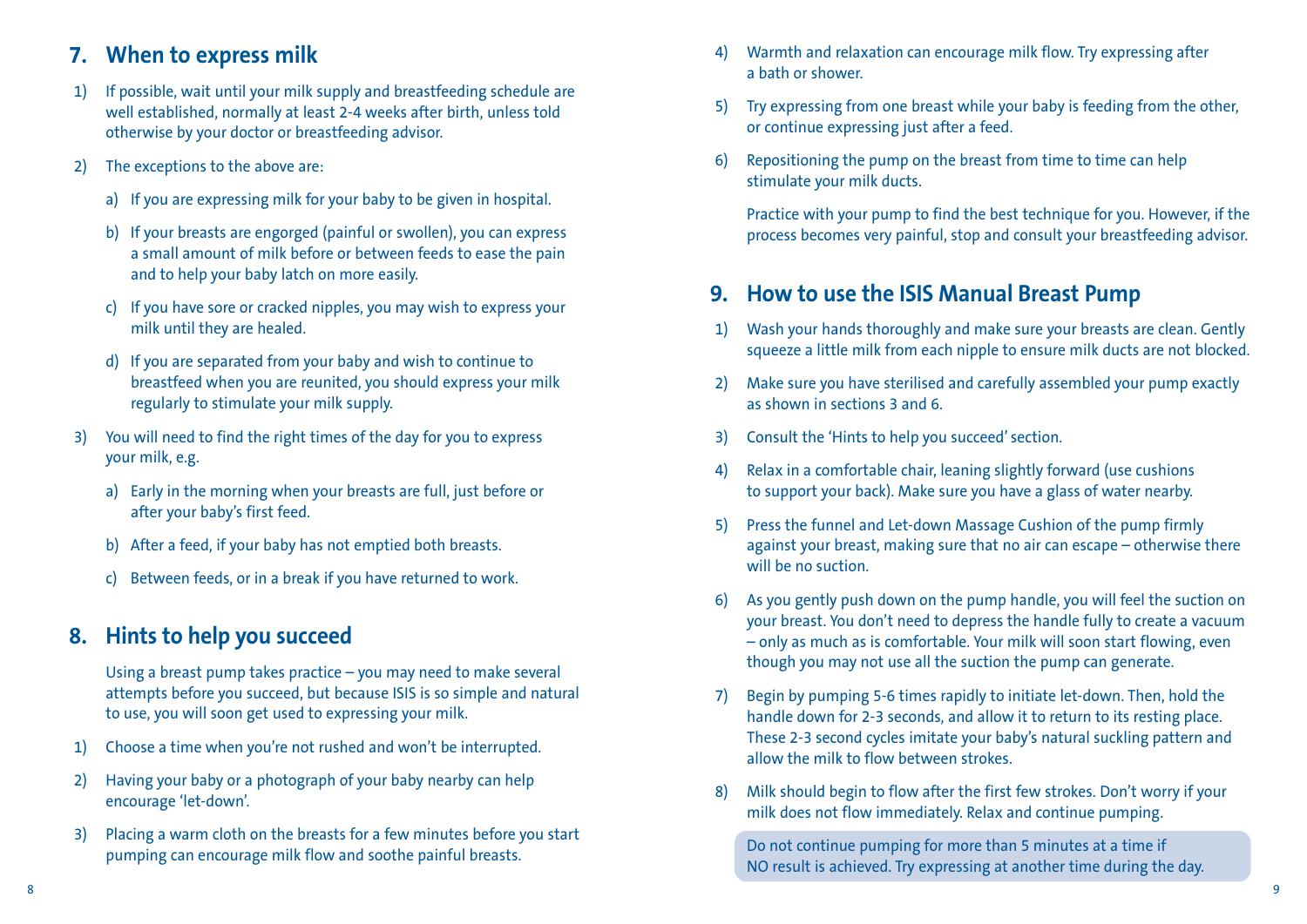## 7. When to express milk

1) If possible, wait until your milk supply and breastfeeding schedule are well established, normally at least 2-4 weeks after birth, unless told otherwise by your doctor or breastfeeding advisor.

2) The exceptions to the above are:

   a) If you are expressing milk for your baby to be given in hospital.

   b) If your breasts are engorged (painful or swollen), you can express a small amount of milk before or between feeds to ease the pain and to help your baby latch on more easily.

   c) If you have sore or cracked nipples, you may wish to express your milk until they are healed.

   d) If you are separated from your baby and wish to continue to breastfeed when you are reunited, you should express your milk regularly to stimulate your milk supply.

3) You will need to find the right times of the day for you to express your milk, e.g.

   a) Early in the morning when your breasts are full, just before or after your baby's first feed.

   b) After a feed, if your baby has not emptied both breasts.

   c) Between feeds, or in a break if you have returned to work.

## 8. Hints to help you succeed

Using a breast pump takes practice – you may need to make several attempts before you succeed, but because ISIS is so simple and natural to use, you will soon get used to expressing your milk.

1) Choose a time when you're not rushed and won't be interrupted.

2) Having your baby or a photograph of your baby nearby can help encourage 'let-down'.

3) Placing a warm cloth on the breasts for a few minutes before you start pumping can encourage milk flow and soothe painful breasts.

4) Warmth and relaxation can encourage milk flow. Try expressing after a bath or shower.

5) Try expressing from one breast while your baby is feeding from the other, or continue expressing just after a feed.

6) Repositioning the pump on the breast from time to time can help stimulate your milk ducts.

Practice with your pump to find the best technique for you. However, if the process becomes very painful, stop and consult your breastfeeding advisor.

## 9. How to use the ISIS Manual Breast Pump

1) Wash your hands thoroughly and make sure your breasts are clean. Gently squeeze a little milk from each nipple to ensure milk ducts are not blocked.

2) Make sure you have sterilised and carefully assembled your pump exactly as shown in sections 3 and 6.

3) Consult the 'Hints to help you succeed' section.

4) Relax in a comfortable chair, leaning slightly forward (use cushions to support your back). Make sure you have a glass of water nearby.

5) Press the funnel and Let-down Massage Cushion of the pump firmly against your breast, making sure that no air can escape – otherwise there will be no suction.

6) As you gently push down on the pump handle, you will feel the suction on your breast. You don't need to depress the handle fully to create a vacuum – only as much as is comfortable. Your milk will soon start flowing, even though you may not use all the suction the pump can generate.

7) Begin by pumping 5-6 times rapidly to initiate let-down. Then, hold the handle down for 2-3 seconds, and allow it to return to its resting place. These 2-3 second cycles imitate your baby's natural suckling pattern and allow the milk to flow between strokes.

8) Milk should begin to flow after the first few strokes. Don't worry if your milk does not flow immediately. Relax and continue pumping.

Do not continue pumping for more than 5 minutes at a time if NO result is achieved. Try expressing at another time during the day.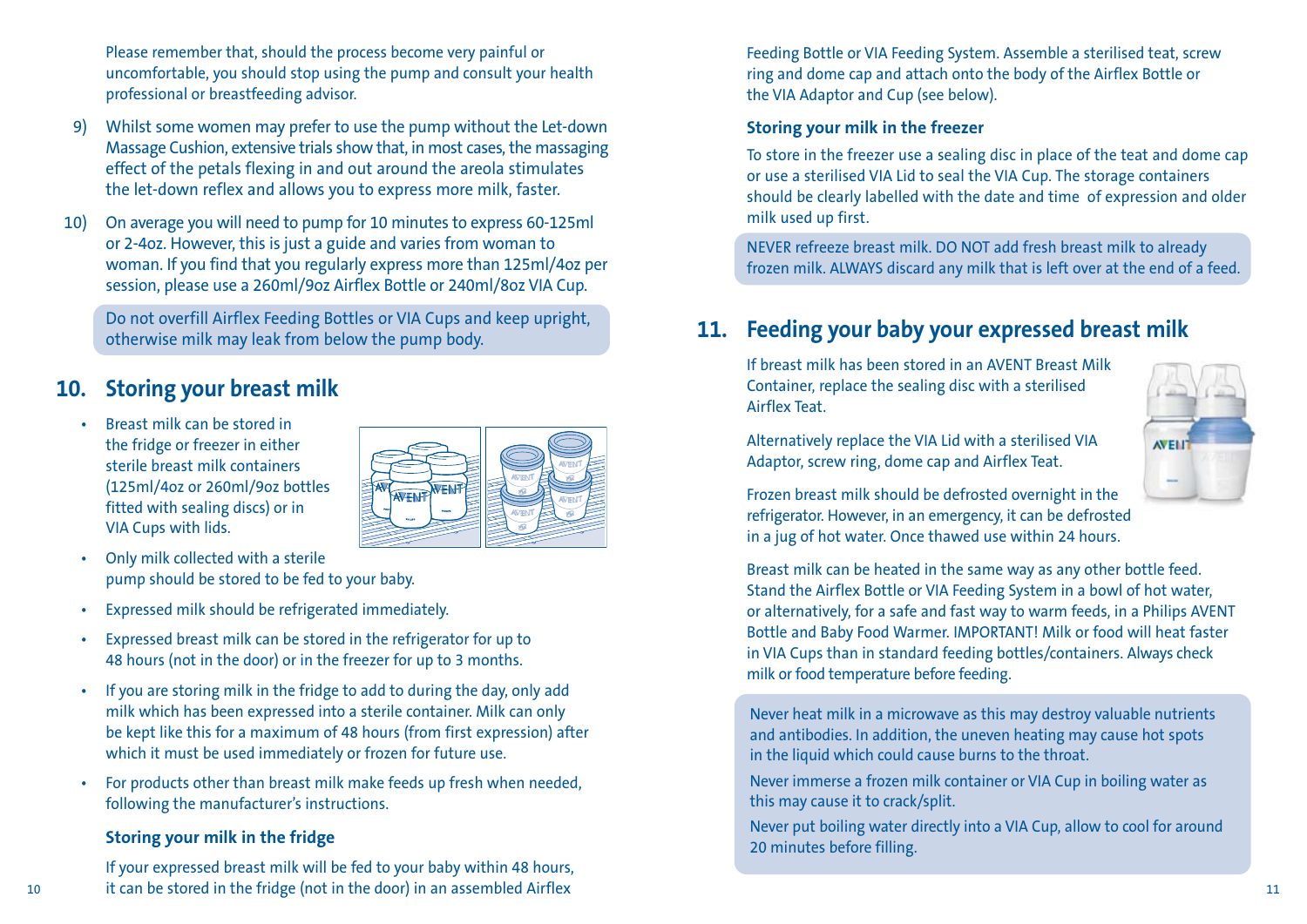Please remember that, should the process become very painful or uncomfortable, you should stop using the pump and consult your health professional or breastfeeding advisor.

9) Whilst some women may prefer to use the pump without the Let-down Massage Cushion, extensive trials show that, in most cases, the massaging effect of the petals flexing in and out around the areola stimulates the let-down reflex and allows you to express more milk, faster.

10) On average you will need to pump for 10 minutes to express 60-125ml or 2-4oz. However, this is just a guide and varies from woman to woman. If you find that you regularly express more than 125ml/4oz per session, please use a 260ml/9oz Airflex Bottle or 240ml/8oz VIA Cup.

Do not overfill Airflex Feeding Bottles or VIA Cups and keep upright, otherwise milk may leak from below the pump body.

## 10. Storing your breast milk

- Breast milk can be stored in the fridge or freezer in either sterile breast milk containers (125ml/4oz or 260ml/9oz bottles fitted with sealing discs) or in VIA Cups with lids.
- Only milk collected with a sterile pump should be stored to be fed to your baby.
- Expressed milk should be refrigerated immediately.
- Expressed breast milk can be stored in the refrigerator for up to 48 hours (not in the door) or in the freezer for up to 3 months.
- If you are storing milk in the fridge to add to during the day, only add milk which has been expressed into a sterile container. Milk can only be kept like this for a maximum of 48 hours (from first expression) after which it must be used immediately or frozen for future use.
- For products other than breast milk make feeds up fresh when needed, following the manufacturer's instructions.

### Storing your milk in the fridge

If your expressed breast milk will be fed to your baby within 48 hours, it can be stored in the fridge (not in the door) in an assembled Airflex Feeding Bottle or VIA Feeding System. Assemble a sterilised teat, screw ring and dome cap and attach onto the body of the Airflex Bottle or the VIA Adaptor and Cup (see below).

### Storing your milk in the freezer

To store in the freezer use a sealing disc in place of the teat and dome cap or use a sterilised VIA Lid to seal the VIA Cup. The storage containers should be clearly labelled with the date and time of expression and older milk used up first.

NEVER refreeze breast milk. DO NOT add fresh breast milk to already frozen milk. ALWAYS discard any milk that is left over at the end of a feed.

## 11. Feeding your baby your expressed breast milk

If breast milk has been stored in an AVENT Breast Milk Container, replace the sealing disc with a sterilised Airflex Teat.

Alternatively replace the VIA Lid with a sterilised VIA Adaptor, screw ring, dome cap and Airflex Teat.

Frozen breast milk should be defrosted overnight in the refrigerator. However, in an emergency, it can be defrosted in a jug of hot water. Once thawed use within 24 hours.

Breast milk can be heated in the same way as any other bottle feed. Stand the Airflex Bottle or VIA Feeding System in a bowl of hot water, or alternatively, for a safe and fast way to warm feeds, in a Philips AVENT Bottle and Baby Food Warmer. IMPORTANT! Milk or food will heat faster in VIA Cups than in standard feeding bottles/containers. Always check milk or food temperature before feeding.

Never heat milk in a microwave as this may destroy valuable nutrients and antibodies. In addition, the uneven heating may cause hot spots in the liquid which could cause burns to the throat.

Never immerse a frozen milk container or VIA Cup in boiling water as this may cause it to crack/split.

Never put boiling water directly into a VIA Cup, allow to cool for around 20 minutes before filling.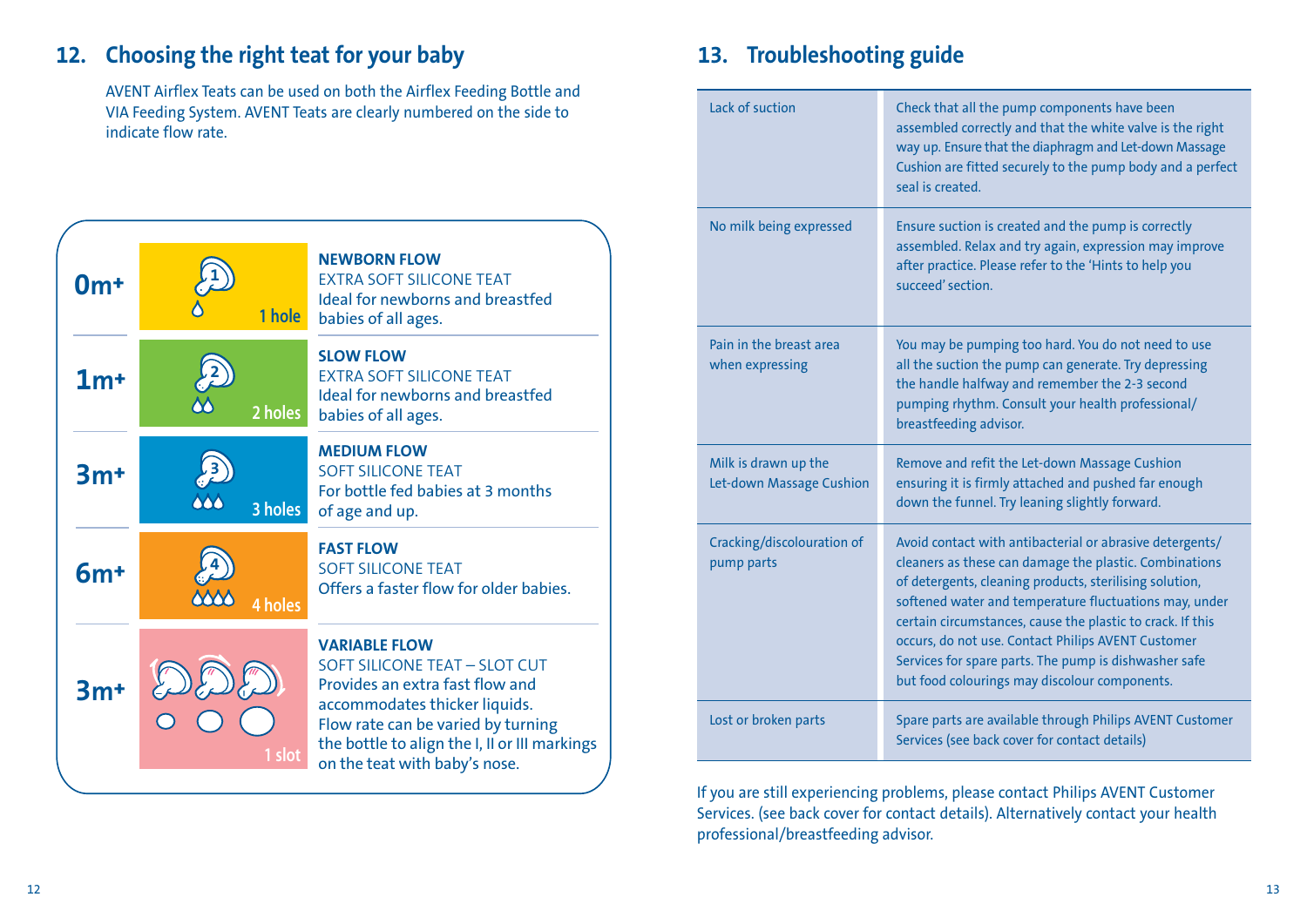## 12. Choosing the right teat for your baby

AVENT Airflex Teats can be used on both the Airflex Feeding Bottle and VIA Feeding System. AVENT Teats are clearly numbered on the side to indicate flow rate.

| Age | Teat | Description |
| --- | --- | --- |
| 0m+ | 1 hole | **NEWBORN FLOW**<br>EXTRA SOFT SILICONE TEAT<br>Ideal for newborns and breastfed babies of all ages. |
| 1m+ | 2 holes | **SLOW FLOW**<br>EXTRA SOFT SILICONE TEAT<br>Ideal for newborns and breastfed babies of all ages. |
| 3m+ | 3 holes | **MEDIUM FLOW**<br>SOFT SILICONE TEAT<br>For bottle fed babies at 3 months of age and up. |
| 6m+ | 4 holes | **FAST FLOW**<br>SOFT SILICONE TEAT<br>Offers a faster flow for older babies. |
| 3m+ | 1 slot | **VARIABLE FLOW**<br>SOFT SILICONE TEAT – SLOT CUT<br>Provides an extra fast flow and accommodates thicker liquids.<br>Flow rate can be varied by turning the bottle to align the I, II or III markings on the teat with baby's nose. |

## 13. Troubleshooting guide

| Problem | Solution |
| --- | --- |
| Lack of suction | Check that all the pump components have been assembled correctly and that the white valve is the right way up. Ensure that the diaphragm and Let-down Massage Cushion are fitted securely to the pump body and a perfect seal is created. |
| No milk being expressed | Ensure suction is created and the pump is correctly assembled. Relax and try again, expression may improve after practice. Please refer to the 'Hints to help you succeed' section. |
| Pain in the breast area when expressing | You may be pumping too hard. You do not need to use all the suction the pump can generate. Try depressing the handle halfway and remember the 2-3 second pumping rhythm. Consult your health professional/ breastfeeding advisor. |
| Milk is drawn up the Let-down Massage Cushion | Remove and refit the Let-down Massage Cushion ensuring it is firmly attached and pushed far enough down the funnel. Try leaning slightly forward. |
| Cracking/discolouration of pump parts | Avoid contact with antibacterial or abrasive detergents/ cleaners as these can damage the plastic. Combinations of detergents, cleaning products, sterilising solution, softened water and temperature fluctuations may, under certain circumstances, cause the plastic to crack. If this occurs, do not use. Contact Philips AVENT Customer Services for spare parts. The pump is dishwasher safe but food colourings may discolour components. |
| Lost or broken parts | Spare parts are available through Philips AVENT Customer Services (see back cover for contact details) |

If you are still experiencing problems, please contact Philips AVENT Customer Services. (see back cover for contact details). Alternatively contact your health professional/breastfeeding advisor.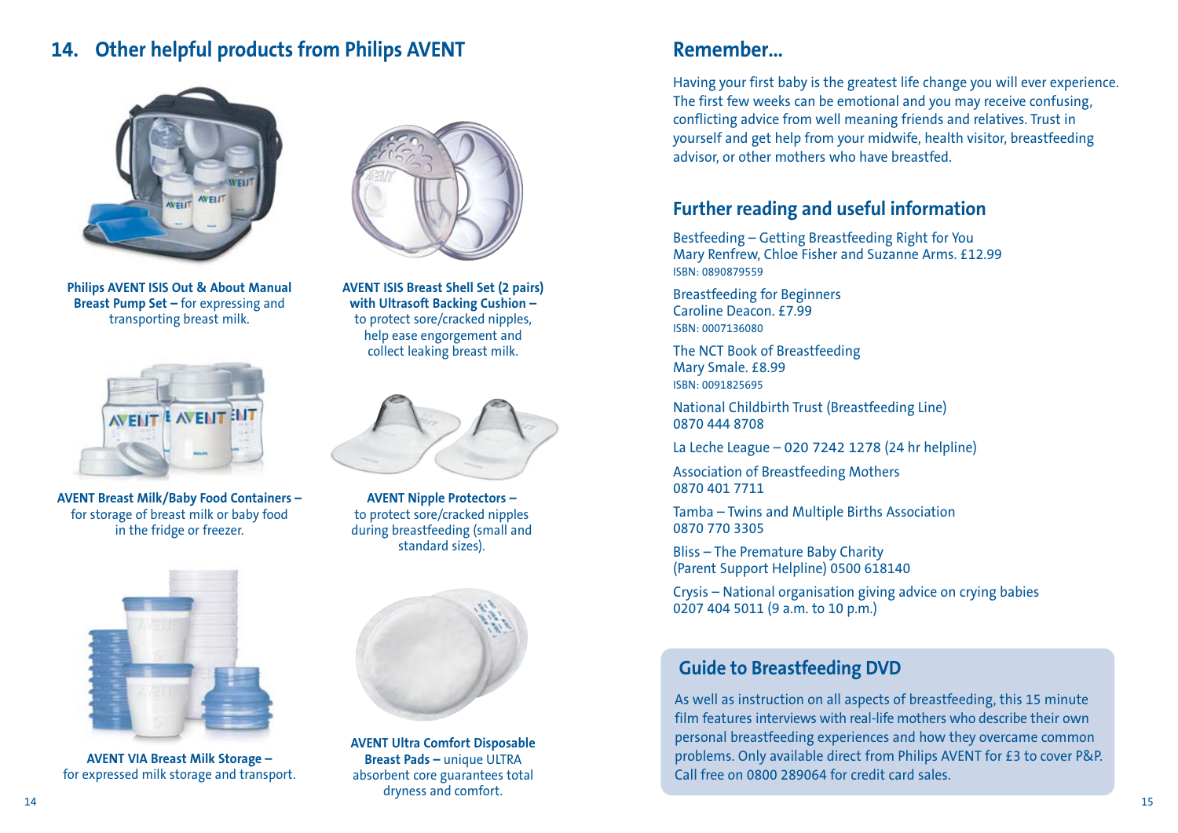## 14. Other helpful products from Philips AVENT

**Philips AVENT ISIS Out & About Manual Breast Pump Set –** for expressing and transporting breast milk.

**AVENT ISIS Breast Shell Set (2 pairs) with Ultrasoft Backing Cushion –** to protect sore/cracked nipples, help ease engorgement and collect leaking breast milk.

**AVENT Breast Milk/Baby Food Containers –** for storage of breast milk or baby food in the fridge or freezer.

**AVENT Nipple Protectors –** to protect sore/cracked nipples during breastfeeding (small and standard sizes).

**AVENT VIA Breast Milk Storage –** for expressed milk storage and transport.

**AVENT Ultra Comfort Disposable Breast Pads –** unique ULTRA absorbent core guarantees total dryness and comfort.

## Remember...

Having your first baby is the greatest life change you will ever experience. The first few weeks can be emotional and you may receive confusing, conflicting advice from well meaning friends and relatives. Trust in yourself and get help from your midwife, health visitor, breastfeeding advisor, or other mothers who have breastfed.

## Further reading and useful information

Bestfeeding – Getting Breastfeeding Right for You
Mary Renfrew, Chloe Fisher and Suzanne Arms. £12.99
ISBN: 0890879559

Breastfeeding for Beginners
Caroline Deacon. £7.99
ISBN: 0007136080

The NCT Book of Breastfeeding
Mary Smale. £8.99
ISBN: 0091825695

National Childbirth Trust (Breastfeeding Line)
0870 444 8708

La Leche League – 020 7242 1278 (24 hr helpline)

Association of Breastfeeding Mothers
0870 401 7711

Tamba – Twins and Multiple Births Association
0870 770 3305

Bliss – The Premature Baby Charity
(Parent Support Helpline) 0500 618140

Crysis – National organisation giving advice on crying babies
0207 404 5011 (9 a.m. to 10 p.m.)

## Guide to Breastfeeding DVD

As well as instruction on all aspects of breastfeeding, this 15 minute film features interviews with real-life mothers who describe their own personal breastfeeding experiences and how they overcame common problems. Only available direct from Philips AVENT for £3 to cover P&P. Call free on 0800 289064 for credit card sales.